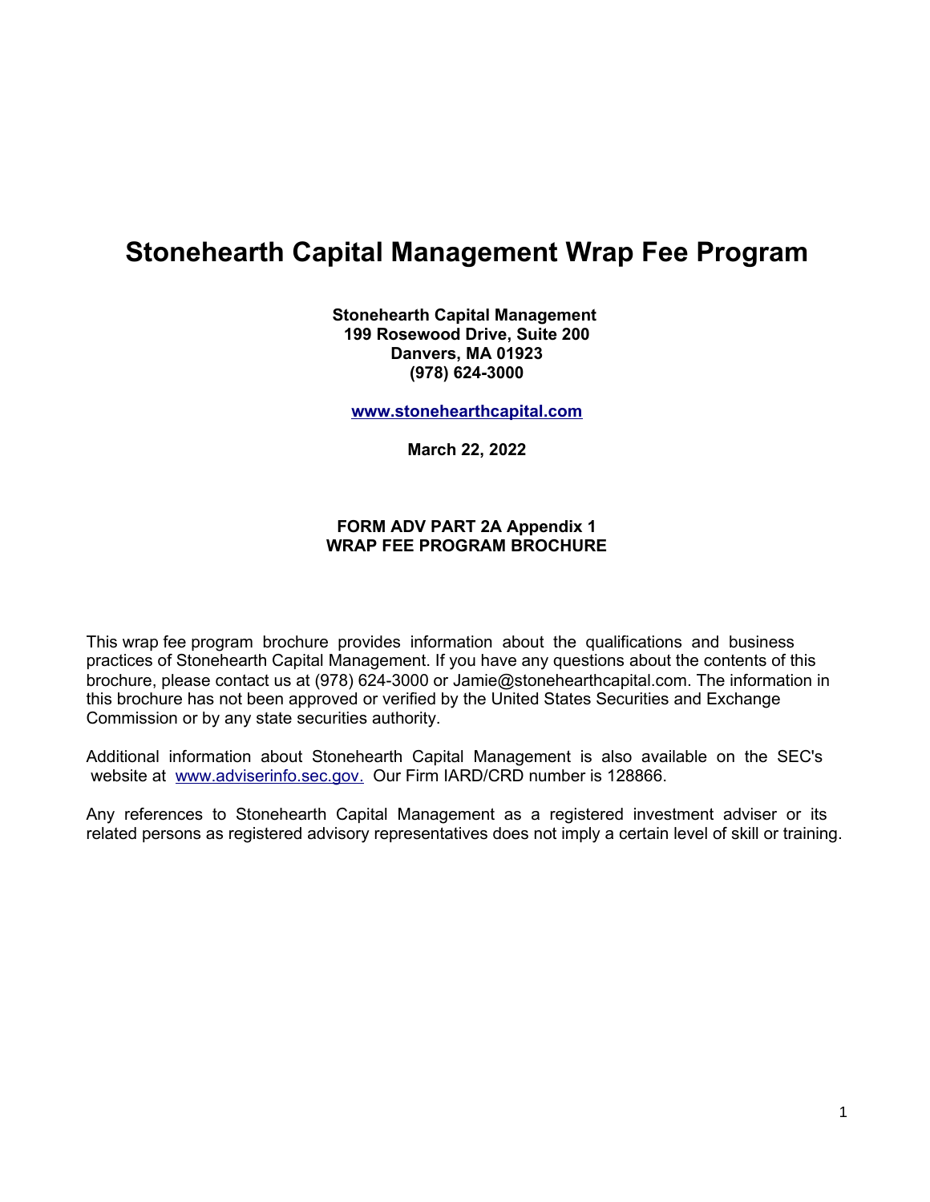# Stonehearth Capital Management Wrap Fee Program

**Stonehearth Capital Management**
**199 Rosewood Drive, Suite 200**
**Danvers, MA 01923**
**(978) 624-3000**

**www.stonehearthcapital.com**

**March 22, 2022**

**FORM ADV PART 2A Appendix 1**
**WRAP FEE PROGRAM BROCHURE**

This wrap fee program brochure provides information about the qualifications and business practices of Stonehearth Capital Management. If you have any questions about the contents of this brochure, please contact us at (978) 624-3000 or Jamie@stonehearthcapital.com. The information in this brochure has not been approved or verified by the United States Securities and Exchange Commission or by any state securities authority.

Additional information about Stonehearth Capital Management is also available on the SEC's website at www.adviserinfo.sec.gov. Our Firm IARD/CRD number is 128866.

Any references to Stonehearth Capital Management as a registered investment adviser or its related persons as registered advisory representatives does not imply a certain level of skill or training.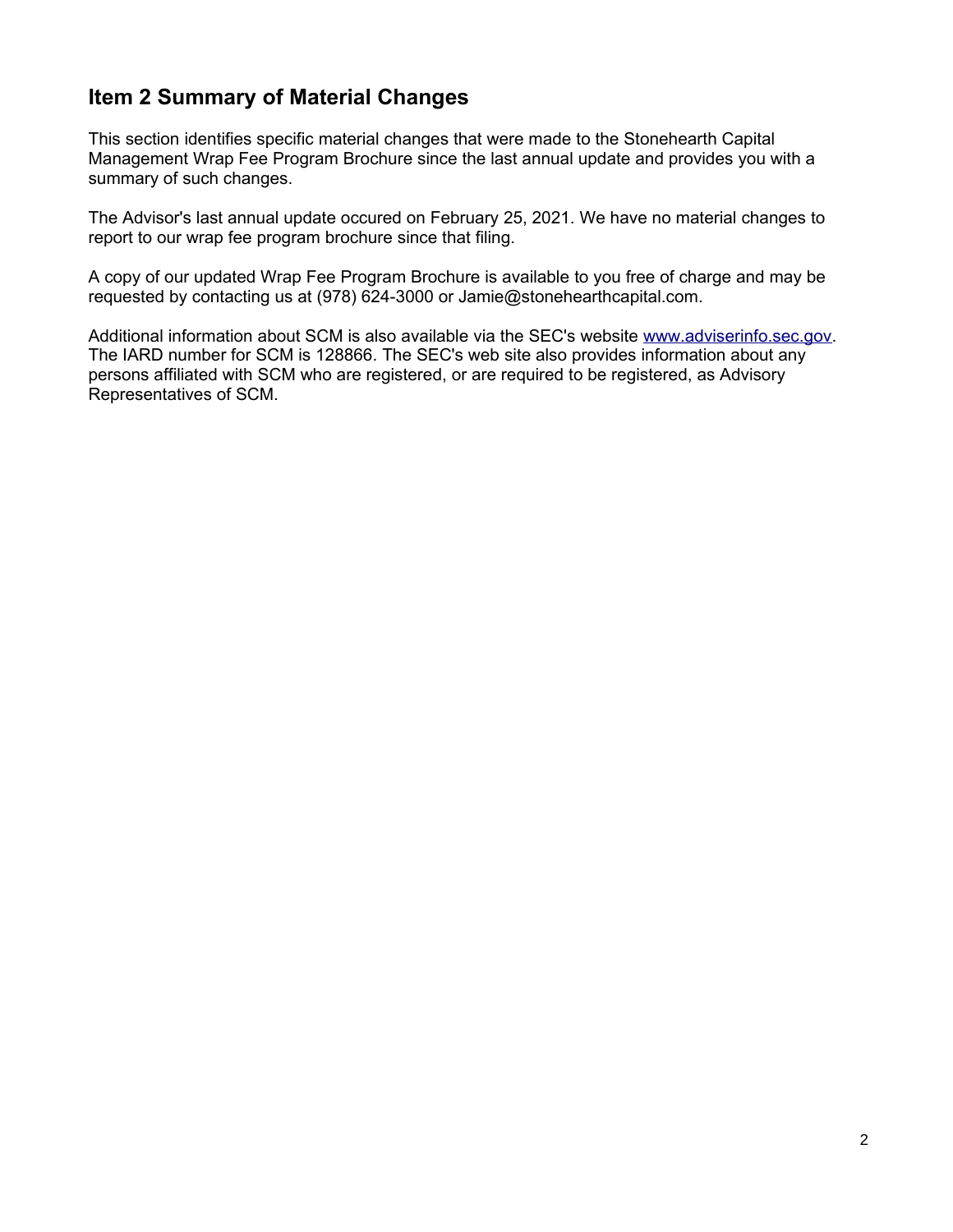## Item 2 Summary of Material Changes

This section identifies specific material changes that were made to the Stonehearth Capital Management Wrap Fee Program Brochure since the last annual update and provides you with a summary of such changes.

The Advisor's last annual update occured on February 25, 2021. We have no material changes to report to our wrap fee program brochure since that filing.

A copy of our updated Wrap Fee Program Brochure is available to you free of charge and may be requested by contacting us at (978) 624-3000 or Jamie@stonehearthcapital.com.

Additional information about SCM is also available via the SEC's website www.adviserinfo.sec.gov. The IARD number for SCM is 128866. The SEC's web site also provides information about any persons affiliated with SCM who are registered, or are required to be registered, as Advisory Representatives of SCM.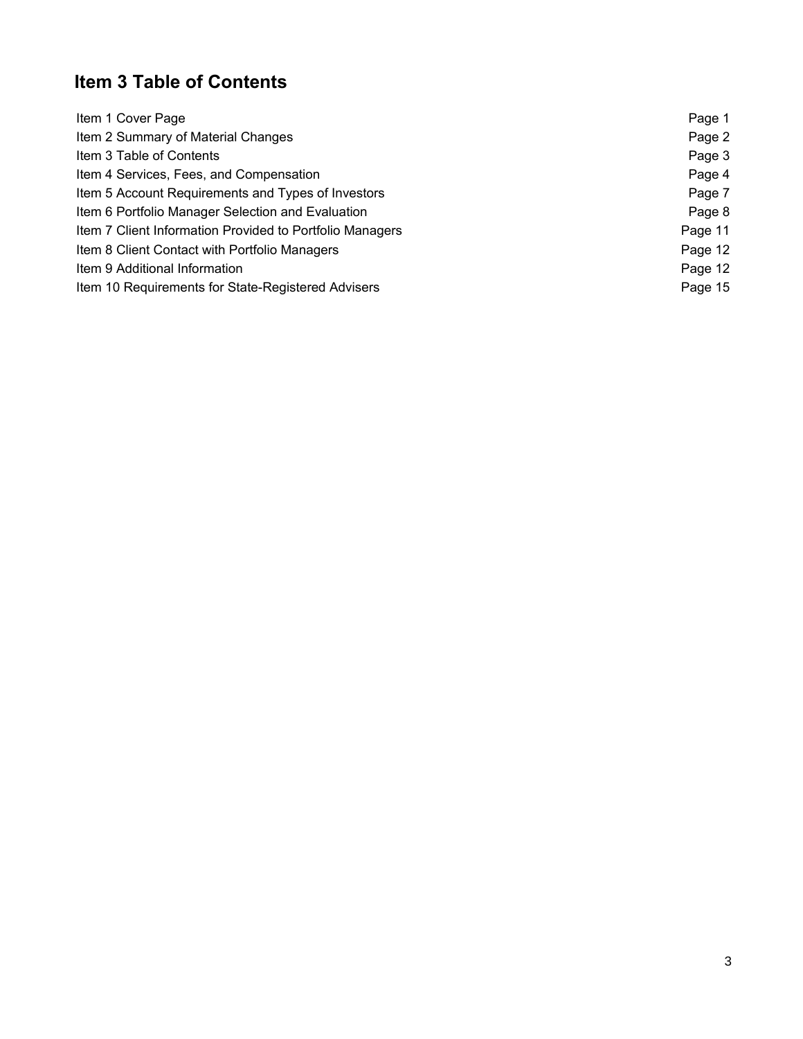## Item 3 Table of Contents

| | |
|---|---|
| Item 1 Cover Page | Page 1 |
| Item 2 Summary of Material Changes | Page 2 |
| Item 3 Table of Contents | Page 3 |
| Item 4 Services, Fees, and Compensation | Page 4 |
| Item 5 Account Requirements and Types of Investors | Page 7 |
| Item 6 Portfolio Manager Selection and Evaluation | Page 8 |
| Item 7 Client Information Provided to Portfolio Managers | Page 11 |
| Item 8 Client Contact with Portfolio Managers | Page 12 |
| Item 9 Additional Information | Page 12 |
| Item 10 Requirements for State-Registered Advisers | Page 15 |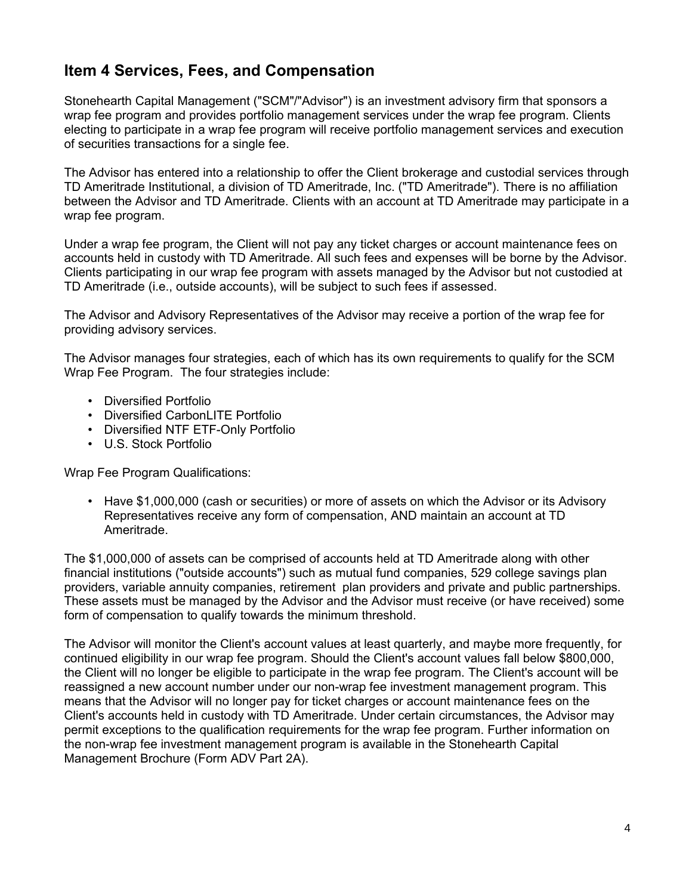## Item 4 Services, Fees, and Compensation

Stonehearth Capital Management ("SCM"/"Advisor") is an investment advisory firm that sponsors a wrap fee program and provides portfolio management services under the wrap fee program. Clients electing to participate in a wrap fee program will receive portfolio management services and execution of securities transactions for a single fee.

The Advisor has entered into a relationship to offer the Client brokerage and custodial services through TD Ameritrade Institutional, a division of TD Ameritrade, Inc. ("TD Ameritrade"). There is no affiliation between the Advisor and TD Ameritrade. Clients with an account at TD Ameritrade may participate in a wrap fee program.

Under a wrap fee program, the Client will not pay any ticket charges or account maintenance fees on accounts held in custody with TD Ameritrade. All such fees and expenses will be borne by the Advisor. Clients participating in our wrap fee program with assets managed by the Advisor but not custodied at TD Ameritrade (i.e., outside accounts), will be subject to such fees if assessed.

The Advisor and Advisory Representatives of the Advisor may receive a portion of the wrap fee for providing advisory services.

The Advisor manages four strategies, each of which has its own requirements to qualify for the SCM Wrap Fee Program. The four strategies include:

- Diversified Portfolio
- Diversified CarbonLITE Portfolio
- Diversified NTF ETF-Only Portfolio
- U.S. Stock Portfolio

Wrap Fee Program Qualifications:

- Have $1,000,000 (cash or securities) or more of assets on which the Advisor or its Advisory Representatives receive any form of compensation, AND maintain an account at TD Ameritrade.

The $1,000,000 of assets can be comprised of accounts held at TD Ameritrade along with other financial institutions ("outside accounts") such as mutual fund companies, 529 college savings plan providers, variable annuity companies, retirement plan providers and private and public partnerships. These assets must be managed by the Advisor and the Advisor must receive (or have received) some form of compensation to qualify towards the minimum threshold.

The Advisor will monitor the Client's account values at least quarterly, and maybe more frequently, for continued eligibility in our wrap fee program. Should the Client's account values fall below $800,000, the Client will no longer be eligible to participate in the wrap fee program. The Client's account will be reassigned a new account number under our non-wrap fee investment management program. This means that the Advisor will no longer pay for ticket charges or account maintenance fees on the Client's accounts held in custody with TD Ameritrade. Under certain circumstances, the Advisor may permit exceptions to the qualification requirements for the wrap fee program. Further information on the non-wrap fee investment management program is available in the Stonehearth Capital Management Brochure (Form ADV Part 2A).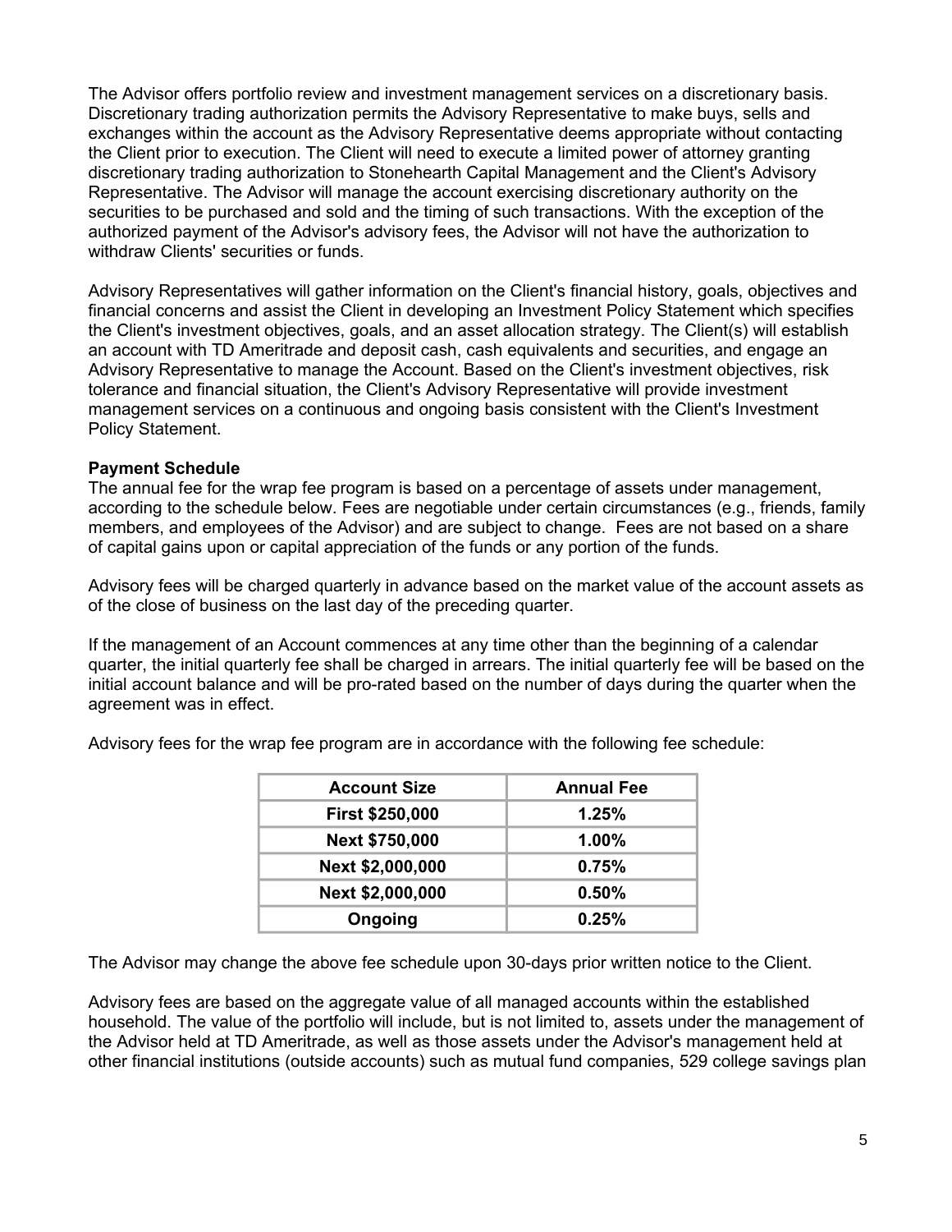The Advisor offers portfolio review and investment management services on a discretionary basis. Discretionary trading authorization permits the Advisory Representative to make buys, sells and exchanges within the account as the Advisory Representative deems appropriate without contacting the Client prior to execution. The Client will need to execute a limited power of attorney granting discretionary trading authorization to Stonehearth Capital Management and the Client's Advisory Representative. The Advisor will manage the account exercising discretionary authority on the securities to be purchased and sold and the timing of such transactions. With the exception of the authorized payment of the Advisor's advisory fees, the Advisor will not have the authorization to withdraw Clients' securities or funds.

Advisory Representatives will gather information on the Client's financial history, goals, objectives and financial concerns and assist the Client in developing an Investment Policy Statement which specifies the Client's investment objectives, goals, and an asset allocation strategy. The Client(s) will establish an account with TD Ameritrade and deposit cash, cash equivalents and securities, and engage an Advisory Representative to manage the Account. Based on the Client's investment objectives, risk tolerance and financial situation, the Client's Advisory Representative will provide investment management services on a continuous and ongoing basis consistent with the Client's Investment Policy Statement.

**Payment Schedule**

The annual fee for the wrap fee program is based on a percentage of assets under management, according to the schedule below. Fees are negotiable under certain circumstances (e.g., friends, family members, and employees of the Advisor) and are subject to change. Fees are not based on a share of capital gains upon or capital appreciation of the funds or any portion of the funds.

Advisory fees will be charged quarterly in advance based on the market value of the account assets as of the close of business on the last day of the preceding quarter.

If the management of an Account commences at any time other than the beginning of a calendar quarter, the initial quarterly fee shall be charged in arrears. The initial quarterly fee will be based on the initial account balance and will be pro-rated based on the number of days during the quarter when the agreement was in effect.

Advisory fees for the wrap fee program are in accordance with the following fee schedule:

| Account Size | Annual Fee |
|---|---|
| First $250,000 | 1.25% |
| Next $750,000 | 1.00% |
| Next $2,000,000 | 0.75% |
| Next $2,000,000 | 0.50% |
| Ongoing | 0.25% |

The Advisor may change the above fee schedule upon 30-days prior written notice to the Client.

Advisory fees are based on the aggregate value of all managed accounts within the established household. The value of the portfolio will include, but is not limited to, assets under the management of the Advisor held at TD Ameritrade, as well as those assets under the Advisor's management held at other financial institutions (outside accounts) such as mutual fund companies, 529 college savings plan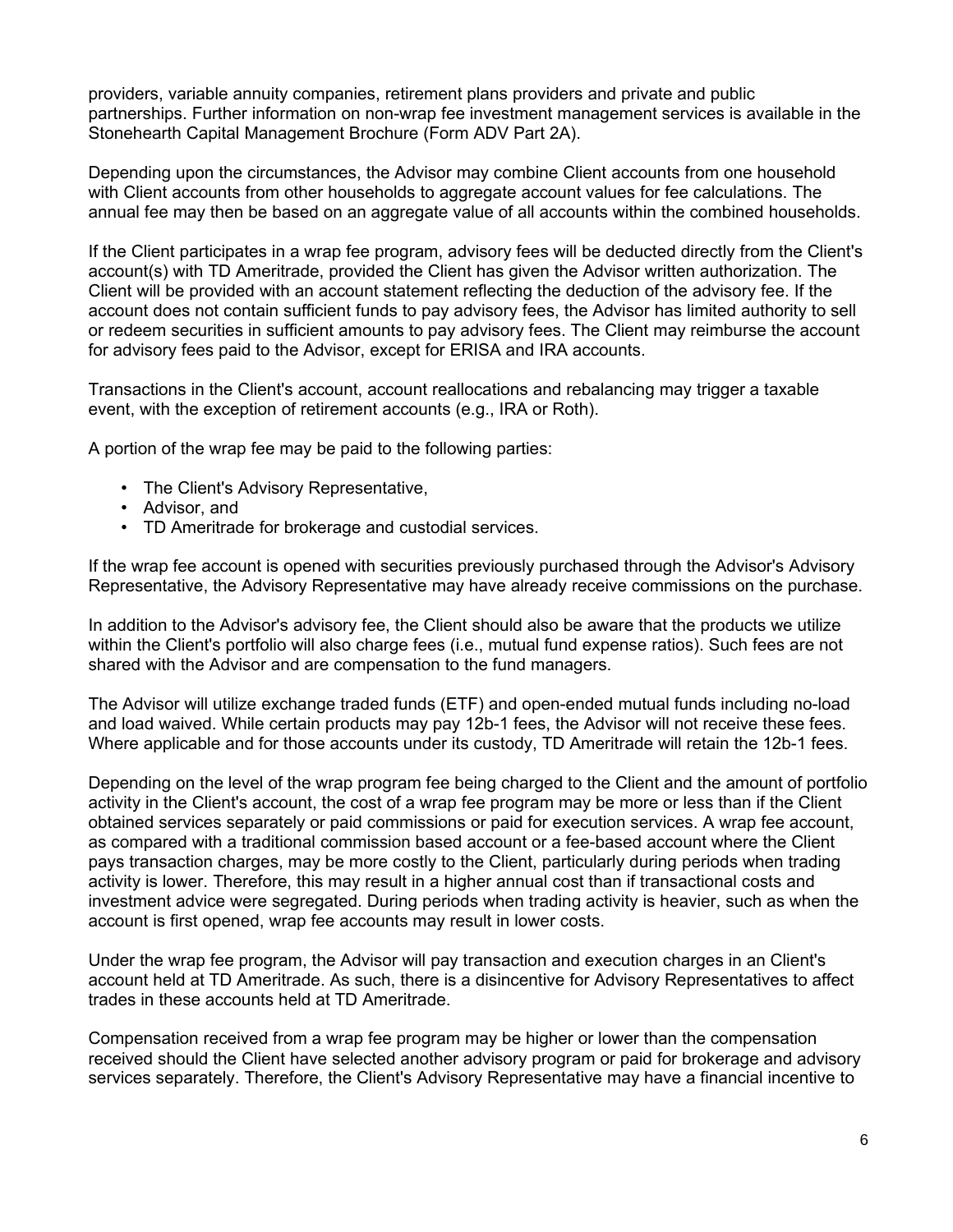providers, variable annuity companies, retirement plans providers and private and public partnerships. Further information on non-wrap fee investment management services is available in the Stonehearth Capital Management Brochure (Form ADV Part 2A).

Depending upon the circumstances, the Advisor may combine Client accounts from one household with Client accounts from other households to aggregate account values for fee calculations. The annual fee may then be based on an aggregate value of all accounts within the combined households.

If the Client participates in a wrap fee program, advisory fees will be deducted directly from the Client's account(s) with TD Ameritrade, provided the Client has given the Advisor written authorization. The Client will be provided with an account statement reflecting the deduction of the advisory fee. If the account does not contain sufficient funds to pay advisory fees, the Advisor has limited authority to sell or redeem securities in sufficient amounts to pay advisory fees. The Client may reimburse the account for advisory fees paid to the Advisor, except for ERISA and IRA accounts.

Transactions in the Client's account, account reallocations and rebalancing may trigger a taxable event, with the exception of retirement accounts (e.g., IRA or Roth).

A portion of the wrap fee may be paid to the following parties:

- The Client's Advisory Representative,
- Advisor, and
- TD Ameritrade for brokerage and custodial services.

If the wrap fee account is opened with securities previously purchased through the Advisor's Advisory Representative, the Advisory Representative may have already receive commissions on the purchase.

In addition to the Advisor's advisory fee, the Client should also be aware that the products we utilize within the Client's portfolio will also charge fees (i.e., mutual fund expense ratios). Such fees are not shared with the Advisor and are compensation to the fund managers.

The Advisor will utilize exchange traded funds (ETF) and open-ended mutual funds including no-load and load waived. While certain products may pay 12b-1 fees, the Advisor will not receive these fees. Where applicable and for those accounts under its custody, TD Ameritrade will retain the 12b-1 fees.

Depending on the level of the wrap program fee being charged to the Client and the amount of portfolio activity in the Client's account, the cost of a wrap fee program may be more or less than if the Client obtained services separately or paid commissions or paid for execution services. A wrap fee account, as compared with a traditional commission based account or a fee-based account where the Client pays transaction charges, may be more costly to the Client, particularly during periods when trading activity is lower. Therefore, this may result in a higher annual cost than if transactional costs and investment advice were segregated. During periods when trading activity is heavier, such as when the account is first opened, wrap fee accounts may result in lower costs.

Under the wrap fee program, the Advisor will pay transaction and execution charges in an Client's account held at TD Ameritrade. As such, there is a disincentive for Advisory Representatives to affect trades in these accounts held at TD Ameritrade.

Compensation received from a wrap fee program may be higher or lower than the compensation received should the Client have selected another advisory program or paid for brokerage and advisory services separately. Therefore, the Client's Advisory Representative may have a financial incentive to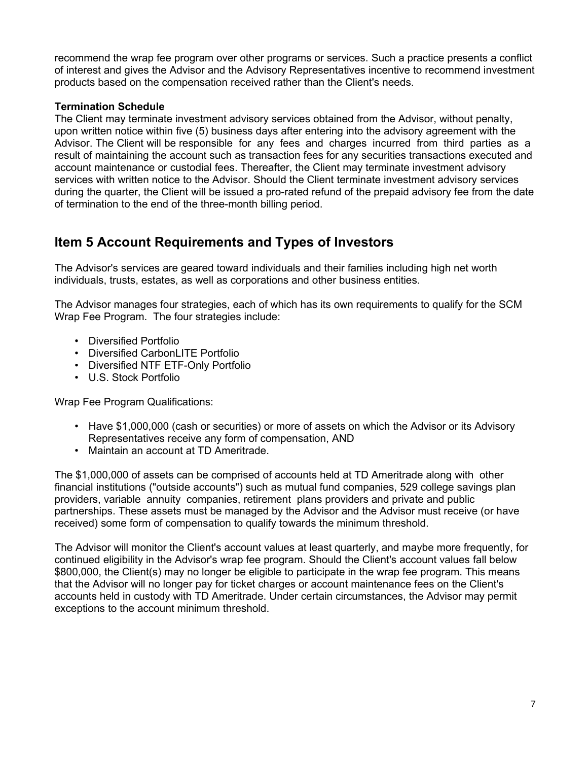recommend the wrap fee program over other programs or services. Such a practice presents a conflict of interest and gives the Advisor and the Advisory Representatives incentive to recommend investment products based on the compensation received rather than the Client's needs.

**Termination Schedule**
The Client may terminate investment advisory services obtained from the Advisor, without penalty, upon written notice within five (5) business days after entering into the advisory agreement with the Advisor. The Client will be responsible for any fees and charges incurred from third parties as a result of maintaining the account such as transaction fees for any securities transactions executed and account maintenance or custodial fees. Thereafter, the Client may terminate investment advisory services with written notice to the Advisor. Should the Client terminate investment advisory services during the quarter, the Client will be issued a pro-rated refund of the prepaid advisory fee from the date of termination to the end of the three-month billing period.

## Item 5 Account Requirements and Types of Investors

The Advisor's services are geared toward individuals and their families including high net worth individuals, trusts, estates, as well as corporations and other business entities.

The Advisor manages four strategies, each of which has its own requirements to qualify for the SCM Wrap Fee Program. The four strategies include:

- Diversified Portfolio
- Diversified CarbonLITE Portfolio
- Diversified NTF ETF-Only Portfolio
- U.S. Stock Portfolio

Wrap Fee Program Qualifications:

- Have $1,000,000 (cash or securities) or more of assets on which the Advisor or its Advisory Representatives receive any form of compensation, AND
- Maintain an account at TD Ameritrade.

The $1,000,000 of assets can be comprised of accounts held at TD Ameritrade along with other financial institutions ("outside accounts") such as mutual fund companies, 529 college savings plan providers, variable annuity companies, retirement plans providers and private and public partnerships. These assets must be managed by the Advisor and the Advisor must receive (or have received) some form of compensation to qualify towards the minimum threshold.

The Advisor will monitor the Client's account values at least quarterly, and maybe more frequently, for continued eligibility in the Advisor's wrap fee program. Should the Client's account values fall below $800,000, the Client(s) may no longer be eligible to participate in the wrap fee program. This means that the Advisor will no longer pay for ticket charges or account maintenance fees on the Client's accounts held in custody with TD Ameritrade. Under certain circumstances, the Advisor may permit exceptions to the account minimum threshold.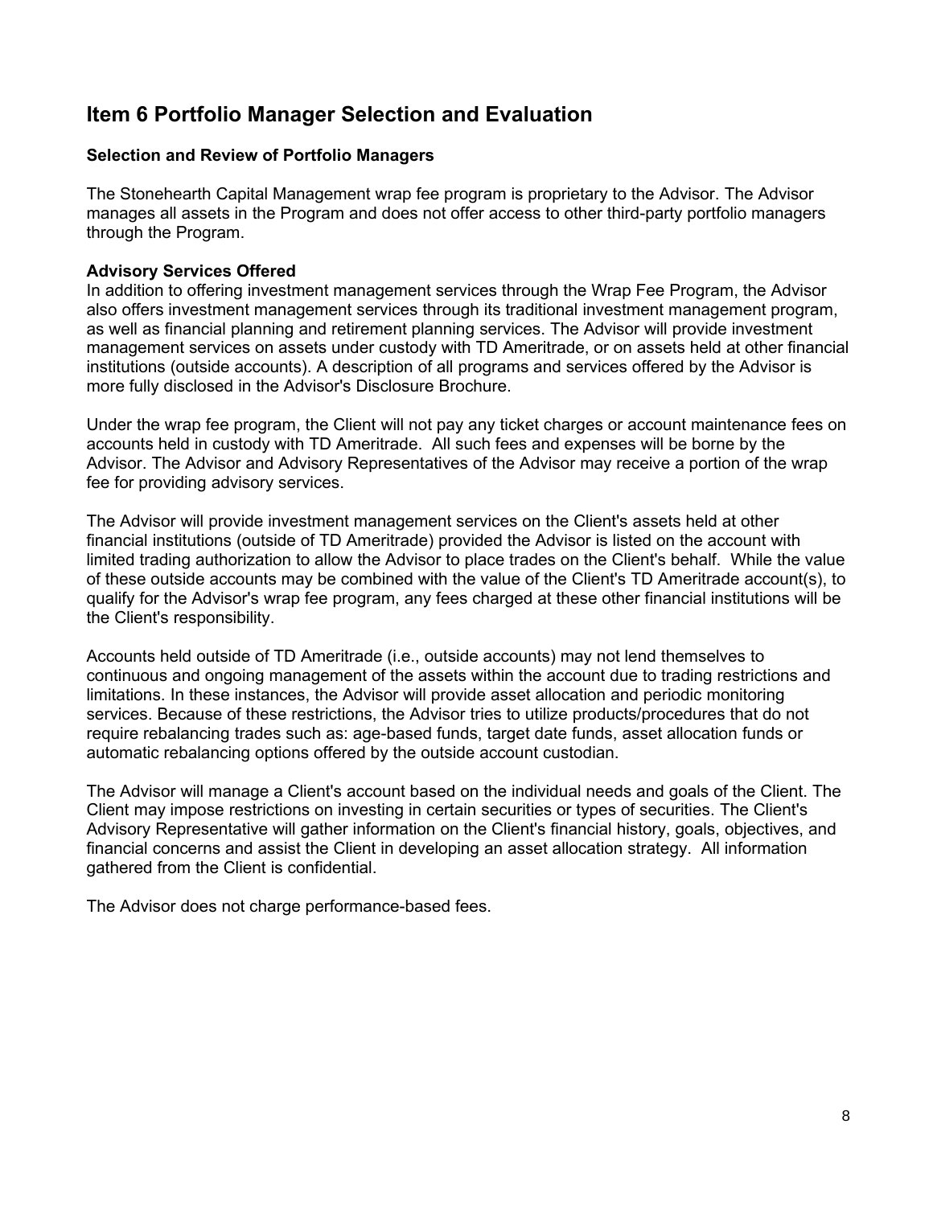## Item 6 Portfolio Manager Selection and Evaluation

### Selection and Review of Portfolio Managers

The Stonehearth Capital Management wrap fee program is proprietary to the Advisor. The Advisor manages all assets in the Program and does not offer access to other third-party portfolio managers through the Program.

**Advisory Services Offered**

In addition to offering investment management services through the Wrap Fee Program, the Advisor also offers investment management services through its traditional investment management program, as well as financial planning and retirement planning services. The Advisor will provide investment management services on assets under custody with TD Ameritrade, or on assets held at other financial institutions (outside accounts). A description of all programs and services offered by the Advisor is more fully disclosed in the Advisor's Disclosure Brochure.

Under the wrap fee program, the Client will not pay any ticket charges or account maintenance fees on accounts held in custody with TD Ameritrade. All such fees and expenses will be borne by the Advisor. The Advisor and Advisory Representatives of the Advisor may receive a portion of the wrap fee for providing advisory services.

The Advisor will provide investment management services on the Client's assets held at other financial institutions (outside of TD Ameritrade) provided the Advisor is listed on the account with limited trading authorization to allow the Advisor to place trades on the Client's behalf. While the value of these outside accounts may be combined with the value of the Client's TD Ameritrade account(s), to qualify for the Advisor's wrap fee program, any fees charged at these other financial institutions will be the Client's responsibility.

Accounts held outside of TD Ameritrade (i.e., outside accounts) may not lend themselves to continuous and ongoing management of the assets within the account due to trading restrictions and limitations. In these instances, the Advisor will provide asset allocation and periodic monitoring services. Because of these restrictions, the Advisor tries to utilize products/procedures that do not require rebalancing trades such as: age-based funds, target date funds, asset allocation funds or automatic rebalancing options offered by the outside account custodian.

The Advisor will manage a Client's account based on the individual needs and goals of the Client. The Client may impose restrictions on investing in certain securities or types of securities. The Client's Advisory Representative will gather information on the Client's financial history, goals, objectives, and financial concerns and assist the Client in developing an asset allocation strategy. All information gathered from the Client is confidential.

The Advisor does not charge performance-based fees.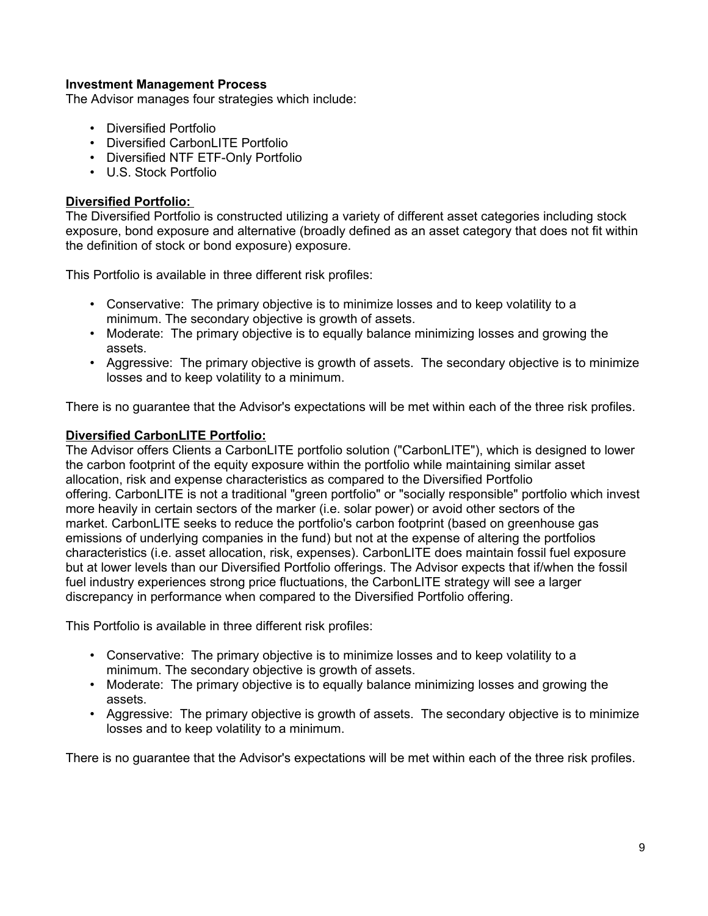**Investment Management Process**

The Advisor manages four strategies which include:

- Diversified Portfolio
- Diversified CarbonLITE Portfolio
- Diversified NTF ETF-Only Portfolio
- U.S. Stock Portfolio

**<u>Diversified Portfolio:</u>**

The Diversified Portfolio is constructed utilizing a variety of different asset categories including stock exposure, bond exposure and alternative (broadly defined as an asset category that does not fit within the definition of stock or bond exposure) exposure.

This Portfolio is available in three different risk profiles:

- Conservative: The primary objective is to minimize losses and to keep volatility to a minimum. The secondary objective is growth of assets.
- Moderate: The primary objective is to equally balance minimizing losses and growing the assets.
- Aggressive: The primary objective is growth of assets. The secondary objective is to minimize losses and to keep volatility to a minimum.

There is no guarantee that the Advisor's expectations will be met within each of the three risk profiles.

**<u>Diversified CarbonLITE Portfolio:</u>**

The Advisor offers Clients a CarbonLITE portfolio solution ("CarbonLITE"), which is designed to lower the carbon footprint of the equity exposure within the portfolio while maintaining similar asset allocation, risk and expense characteristics as compared to the Diversified Portfolio offering. CarbonLITE is not a traditional "green portfolio" or "socially responsible" portfolio which invest more heavily in certain sectors of the marker (i.e. solar power) or avoid other sectors of the market. CarbonLITE seeks to reduce the portfolio's carbon footprint (based on greenhouse gas emissions of underlying companies in the fund) but not at the expense of altering the portfolios characteristics (i.e. asset allocation, risk, expenses). CarbonLITE does maintain fossil fuel exposure but at lower levels than our Diversified Portfolio offerings. The Advisor expects that if/when the fossil fuel industry experiences strong price fluctuations, the CarbonLITE strategy will see a larger discrepancy in performance when compared to the Diversified Portfolio offering.

This Portfolio is available in three different risk profiles:

- Conservative: The primary objective is to minimize losses and to keep volatility to a minimum. The secondary objective is growth of assets.
- Moderate: The primary objective is to equally balance minimizing losses and growing the assets.
- Aggressive: The primary objective is growth of assets. The secondary objective is to minimize losses and to keep volatility to a minimum.

There is no guarantee that the Advisor's expectations will be met within each of the three risk profiles.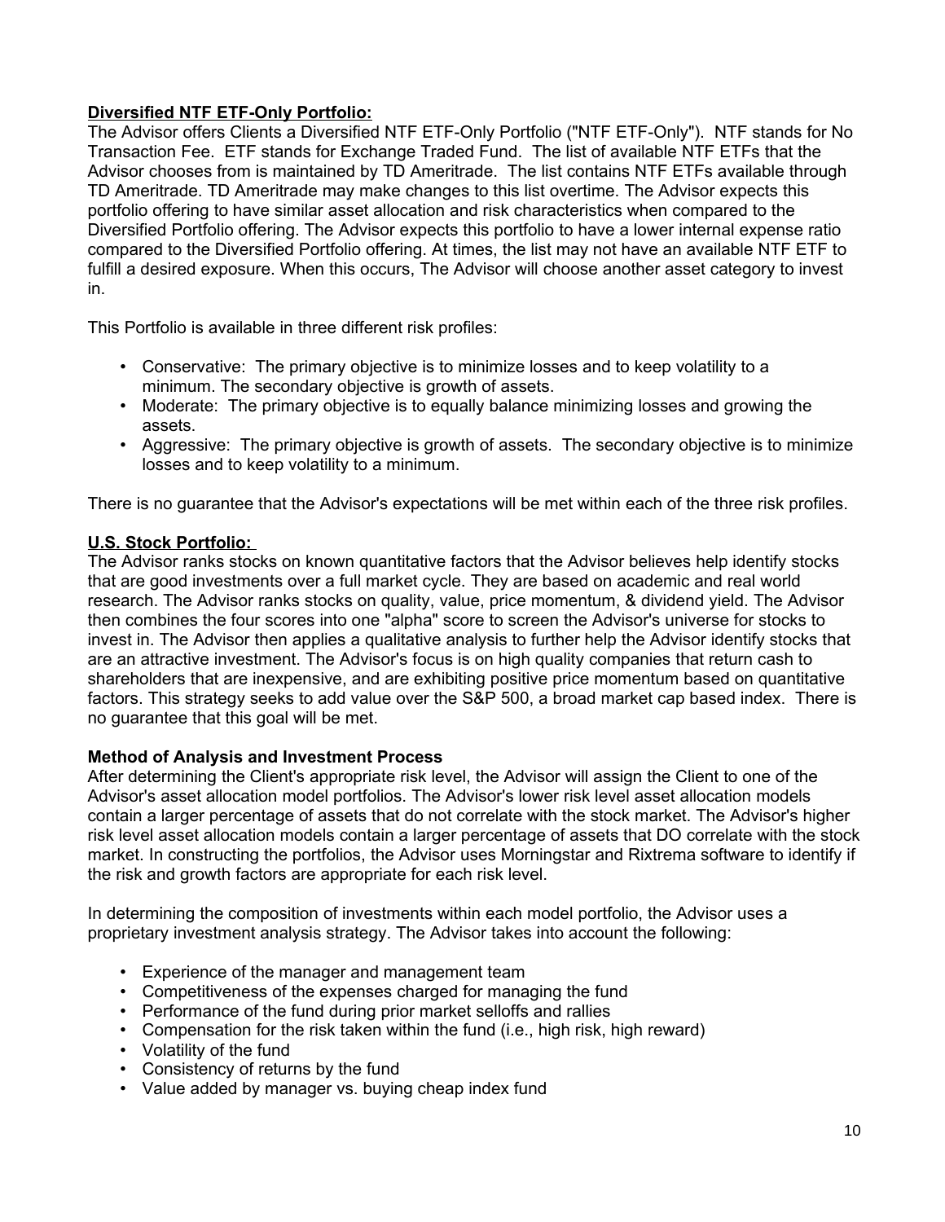**Diversified NTF ETF-Only Portfolio:**

The Advisor offers Clients a Diversified NTF ETF-Only Portfolio ("NTF ETF-Only"). NTF stands for No Transaction Fee. ETF stands for Exchange Traded Fund. The list of available NTF ETFs that the Advisor chooses from is maintained by TD Ameritrade. The list contains NTF ETFs available through TD Ameritrade. TD Ameritrade may make changes to this list overtime. The Advisor expects this portfolio offering to have similar asset allocation and risk characteristics when compared to the Diversified Portfolio offering. The Advisor expects this portfolio to have a lower internal expense ratio compared to the Diversified Portfolio offering. At times, the list may not have an available NTF ETF to fulfill a desired exposure. When this occurs, The Advisor will choose another asset category to invest in.

This Portfolio is available in three different risk profiles:

- Conservative: The primary objective is to minimize losses and to keep volatility to a minimum. The secondary objective is growth of assets.
- Moderate: The primary objective is to equally balance minimizing losses and growing the assets.
- Aggressive: The primary objective is growth of assets. The secondary objective is to minimize losses and to keep volatility to a minimum.

There is no guarantee that the Advisor's expectations will be met within each of the three risk profiles.

**U.S. Stock Portfolio:**

The Advisor ranks stocks on known quantitative factors that the Advisor believes help identify stocks that are good investments over a full market cycle. They are based on academic and real world research. The Advisor ranks stocks on quality, value, price momentum, & dividend yield. The Advisor then combines the four scores into one "alpha" score to screen the Advisor's universe for stocks to invest in. The Advisor then applies a qualitative analysis to further help the Advisor identify stocks that are an attractive investment. The Advisor's focus is on high quality companies that return cash to shareholders that are inexpensive, and are exhibiting positive price momentum based on quantitative factors. This strategy seeks to add value over the S&P 500, a broad market cap based index. There is no guarantee that this goal will be met.

**Method of Analysis and Investment Process**

After determining the Client's appropriate risk level, the Advisor will assign the Client to one of the Advisor's asset allocation model portfolios. The Advisor's lower risk level asset allocation models contain a larger percentage of assets that do not correlate with the stock market. The Advisor's higher risk level asset allocation models contain a larger percentage of assets that DO correlate with the stock market. In constructing the portfolios, the Advisor uses Morningstar and Rixtrema software to identify if the risk and growth factors are appropriate for each risk level.

In determining the composition of investments within each model portfolio, the Advisor uses a proprietary investment analysis strategy. The Advisor takes into account the following:

- Experience of the manager and management team
- Competitiveness of the expenses charged for managing the fund
- Performance of the fund during prior market selloffs and rallies
- Compensation for the risk taken within the fund (i.e., high risk, high reward)
- Volatility of the fund
- Consistency of returns by the fund
- Value added by manager vs. buying cheap index fund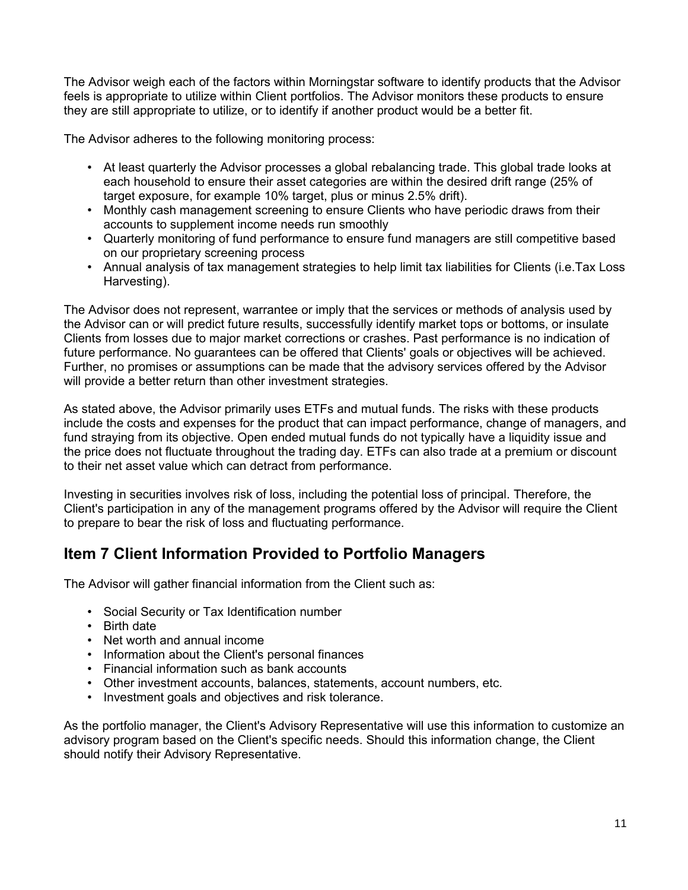The Advisor weigh each of the factors within Morningstar software to identify products that the Advisor feels is appropriate to utilize within Client portfolios. The Advisor monitors these products to ensure they are still appropriate to utilize, or to identify if another product would be a better fit.

The Advisor adheres to the following monitoring process:

- At least quarterly the Advisor processes a global rebalancing trade. This global trade looks at each household to ensure their asset categories are within the desired drift range (25% of target exposure, for example 10% target, plus or minus 2.5% drift).
- Monthly cash management screening to ensure Clients who have periodic draws from their accounts to supplement income needs run smoothly
- Quarterly monitoring of fund performance to ensure fund managers are still competitive based on our proprietary screening process
- Annual analysis of tax management strategies to help limit tax liabilities for Clients (i.e.Tax Loss Harvesting).

The Advisor does not represent, warrantee or imply that the services or methods of analysis used by the Advisor can or will predict future results, successfully identify market tops or bottoms, or insulate Clients from losses due to major market corrections or crashes. Past performance is no indication of future performance. No guarantees can be offered that Clients' goals or objectives will be achieved. Further, no promises or assumptions can be made that the advisory services offered by the Advisor will provide a better return than other investment strategies.

As stated above, the Advisor primarily uses ETFs and mutual funds. The risks with these products include the costs and expenses for the product that can impact performance, change of managers, and fund straying from its objective. Open ended mutual funds do not typically have a liquidity issue and the price does not fluctuate throughout the trading day. ETFs can also trade at a premium or discount to their net asset value which can detract from performance.

Investing in securities involves risk of loss, including the potential loss of principal. Therefore, the Client's participation in any of the management programs offered by the Advisor will require the Client to prepare to bear the risk of loss and fluctuating performance.

## Item 7 Client Information Provided to Portfolio Managers

The Advisor will gather financial information from the Client such as:

- Social Security or Tax Identification number
- Birth date
- Net worth and annual income
- Information about the Client's personal finances
- Financial information such as bank accounts
- Other investment accounts, balances, statements, account numbers, etc.
- Investment goals and objectives and risk tolerance.

As the portfolio manager, the Client's Advisory Representative will use this information to customize an advisory program based on the Client's specific needs. Should this information change, the Client should notify their Advisory Representative.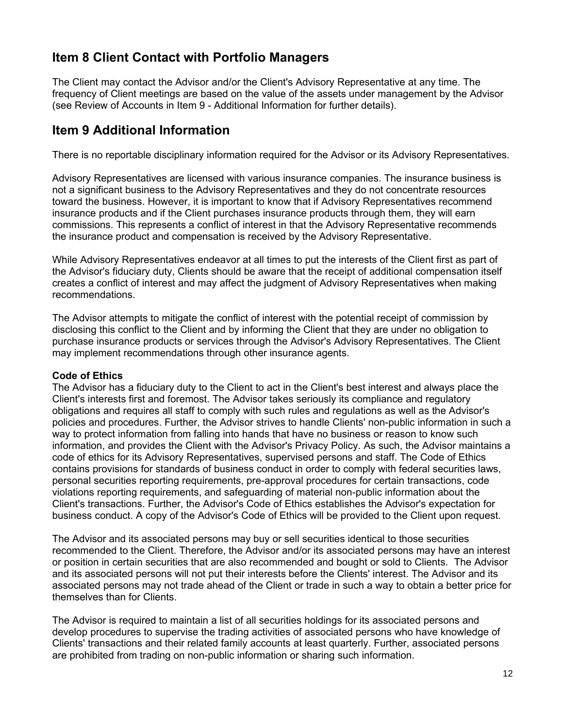## Item 8 Client Contact with Portfolio Managers

The Client may contact the Advisor and/or the Client's Advisory Representative at any time. The frequency of Client meetings are based on the value of the assets under management by the Advisor (see Review of Accounts in Item 9 - Additional Information for further details).

## Item 9 Additional Information

There is no reportable disciplinary information required for the Advisor or its Advisory Representatives.

Advisory Representatives are licensed with various insurance companies. The insurance business is not a significant business to the Advisory Representatives and they do not concentrate resources toward the business. However, it is important to know that if Advisory Representatives recommend insurance products and if the Client purchases insurance products through them, they will earn commissions. This represents a conflict of interest in that the Advisory Representative recommends the insurance product and compensation is received by the Advisory Representative.

While Advisory Representatives endeavor at all times to put the interests of the Client first as part of the Advisor's fiduciary duty, Clients should be aware that the receipt of additional compensation itself creates a conflict of interest and may affect the judgment of Advisory Representatives when making recommendations.

The Advisor attempts to mitigate the conflict of interest with the potential receipt of commission by disclosing this conflict to the Client and by informing the Client that they are under no obligation to purchase insurance products or services through the Advisor's Advisory Representatives. The Client may implement recommendations through other insurance agents.

**Code of Ethics**

The Advisor has a fiduciary duty to the Client to act in the Client's best interest and always place the Client's interests first and foremost. The Advisor takes seriously its compliance and regulatory obligations and requires all staff to comply with such rules and regulations as well as the Advisor's policies and procedures. Further, the Advisor strives to handle Clients' non-public information in such a way to protect information from falling into hands that have no business or reason to know such information, and provides the Client with the Advisor's Privacy Policy. As such, the Advisor maintains a code of ethics for its Advisory Representatives, supervised persons and staff. The Code of Ethics contains provisions for standards of business conduct in order to comply with federal securities laws, personal securities reporting requirements, pre-approval procedures for certain transactions, code violations reporting requirements, and safeguarding of material non-public information about the Client's transactions. Further, the Advisor's Code of Ethics establishes the Advisor's expectation for business conduct. A copy of the Advisor's Code of Ethics will be provided to the Client upon request.

The Advisor and its associated persons may buy or sell securities identical to those securities recommended to the Client. Therefore, the Advisor and/or its associated persons may have an interest or position in certain securities that are also recommended and bought or sold to Clients. The Advisor and its associated persons will not put their interests before the Clients' interest. The Advisor and its associated persons may not trade ahead of the Client or trade in such a way to obtain a better price for themselves than for Clients.

The Advisor is required to maintain a list of all securities holdings for its associated persons and develop procedures to supervise the trading activities of associated persons who have knowledge of Clients' transactions and their related family accounts at least quarterly. Further, associated persons are prohibited from trading on non-public information or sharing such information.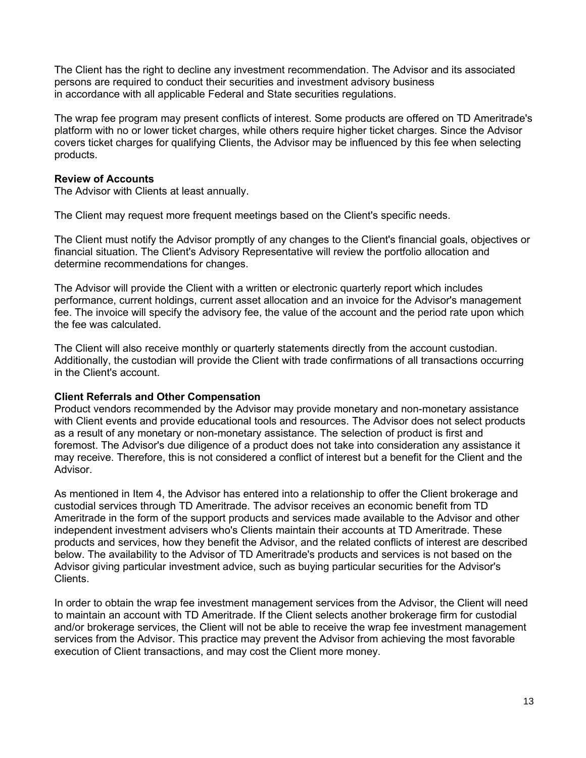The Client has the right to decline any investment recommendation. The Advisor and its associated persons are required to conduct their securities and investment advisory business in accordance with all applicable Federal and State securities regulations.

The wrap fee program may present conflicts of interest. Some products are offered on TD Ameritrade's platform with no or lower ticket charges, while others require higher ticket charges. Since the Advisor covers ticket charges for qualifying Clients, the Advisor may be influenced by this fee when selecting products.

**Review of Accounts**
The Advisor with Clients at least annually.

The Client may request more frequent meetings based on the Client's specific needs.

The Client must notify the Advisor promptly of any changes to the Client's financial goals, objectives or financial situation. The Client's Advisory Representative will review the portfolio allocation and determine recommendations for changes.

The Advisor will provide the Client with a written or electronic quarterly report which includes performance, current holdings, current asset allocation and an invoice for the Advisor's management fee. The invoice will specify the advisory fee, the value of the account and the period rate upon which the fee was calculated.

The Client will also receive monthly or quarterly statements directly from the account custodian. Additionally, the custodian will provide the Client with trade confirmations of all transactions occurring in the Client's account.

**Client Referrals and Other Compensation**
Product vendors recommended by the Advisor may provide monetary and non-monetary assistance with Client events and provide educational tools and resources. The Advisor does not select products as a result of any monetary or non-monetary assistance. The selection of product is first and foremost. The Advisor's due diligence of a product does not take into consideration any assistance it may receive. Therefore, this is not considered a conflict of interest but a benefit for the Client and the Advisor.

As mentioned in Item 4, the Advisor has entered into a relationship to offer the Client brokerage and custodial services through TD Ameritrade. The advisor receives an economic benefit from TD Ameritrade in the form of the support products and services made available to the Advisor and other independent investment advisers who's Clients maintain their accounts at TD Ameritrade. These products and services, how they benefit the Advisor, and the related conflicts of interest are described below. The availability to the Advisor of TD Ameritrade's products and services is not based on the Advisor giving particular investment advice, such as buying particular securities for the Advisor's Clients.

In order to obtain the wrap fee investment management services from the Advisor, the Client will need to maintain an account with TD Ameritrade. If the Client selects another brokerage firm for custodial and/or brokerage services, the Client will not be able to receive the wrap fee investment management services from the Advisor. This practice may prevent the Advisor from achieving the most favorable execution of Client transactions, and may cost the Client more money.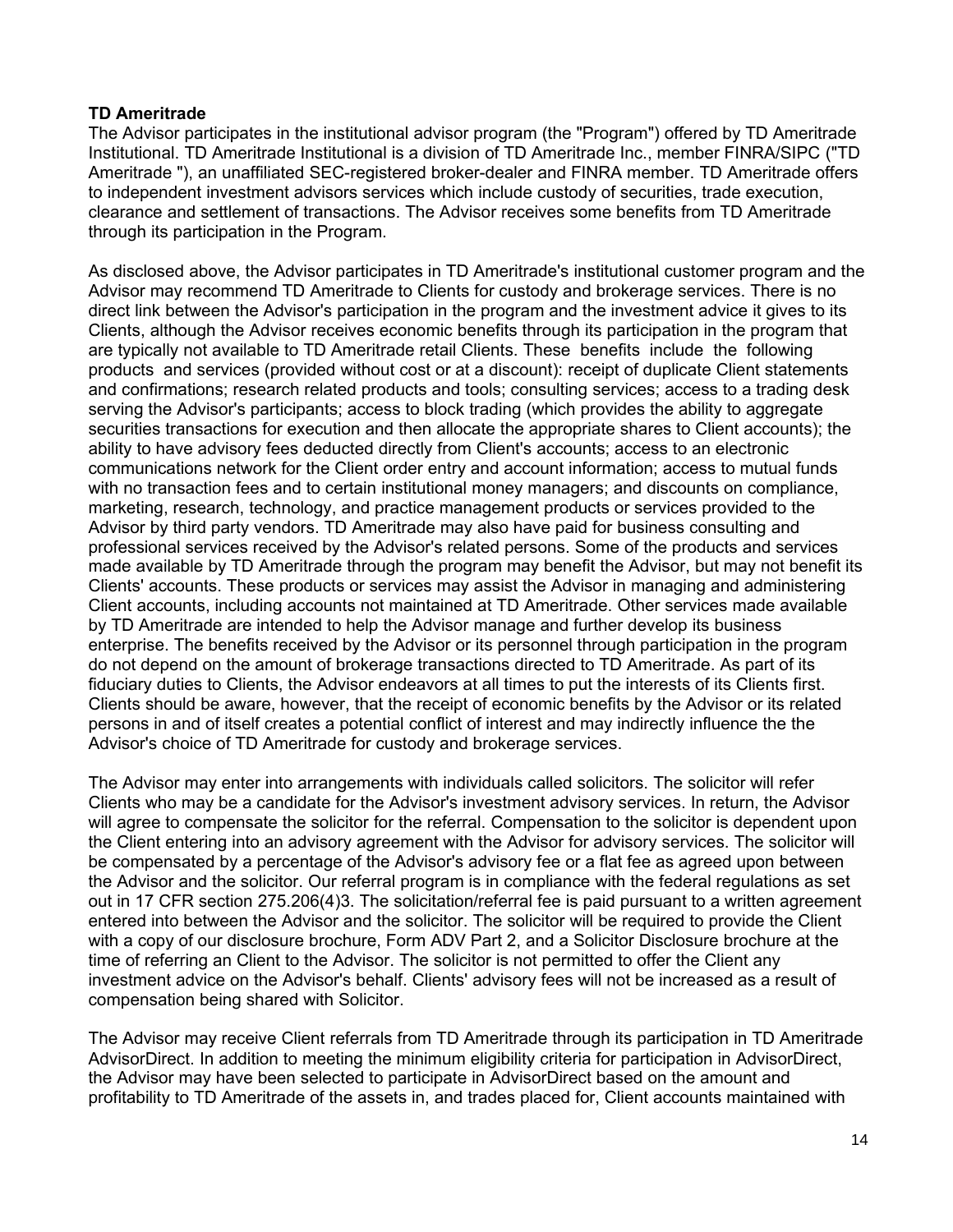**TD Ameritrade**

The Advisor participates in the institutional advisor program (the "Program") offered by TD Ameritrade Institutional. TD Ameritrade Institutional is a division of TD Ameritrade Inc., member FINRA/SIPC ("TD Ameritrade "), an unaffiliated SEC-registered broker-dealer and FINRA member. TD Ameritrade offers to independent investment advisors services which include custody of securities, trade execution, clearance and settlement of transactions. The Advisor receives some benefits from TD Ameritrade through its participation in the Program.

As disclosed above, the Advisor participates in TD Ameritrade's institutional customer program and the Advisor may recommend TD Ameritrade to Clients for custody and brokerage services. There is no direct link between the Advisor's participation in the program and the investment advice it gives to its Clients, although the Advisor receives economic benefits through its participation in the program that are typically not available to TD Ameritrade retail Clients. These benefits include the following products and services (provided without cost or at a discount): receipt of duplicate Client statements and confirmations; research related products and tools; consulting services; access to a trading desk serving the Advisor's participants; access to block trading (which provides the ability to aggregate securities transactions for execution and then allocate the appropriate shares to Client accounts); the ability to have advisory fees deducted directly from Client's accounts; access to an electronic communications network for the Client order entry and account information; access to mutual funds with no transaction fees and to certain institutional money managers; and discounts on compliance, marketing, research, technology, and practice management products or services provided to the Advisor by third party vendors. TD Ameritrade may also have paid for business consulting and professional services received by the Advisor's related persons. Some of the products and services made available by TD Ameritrade through the program may benefit the Advisor, but may not benefit its Clients' accounts. These products or services may assist the Advisor in managing and administering Client accounts, including accounts not maintained at TD Ameritrade. Other services made available by TD Ameritrade are intended to help the Advisor manage and further develop its business enterprise. The benefits received by the Advisor or its personnel through participation in the program do not depend on the amount of brokerage transactions directed to TD Ameritrade. As part of its fiduciary duties to Clients, the Advisor endeavors at all times to put the interests of its Clients first. Clients should be aware, however, that the receipt of economic benefits by the Advisor or its related persons in and of itself creates a potential conflict of interest and may indirectly influence the the Advisor's choice of TD Ameritrade for custody and brokerage services.

The Advisor may enter into arrangements with individuals called solicitors. The solicitor will refer Clients who may be a candidate for the Advisor's investment advisory services. In return, the Advisor will agree to compensate the solicitor for the referral. Compensation to the solicitor is dependent upon the Client entering into an advisory agreement with the Advisor for advisory services. The solicitor will be compensated by a percentage of the Advisor's advisory fee or a flat fee as agreed upon between the Advisor and the solicitor. Our referral program is in compliance with the federal regulations as set out in 17 CFR section 275.206(4)3. The solicitation/referral fee is paid pursuant to a written agreement entered into between the Advisor and the solicitor. The solicitor will be required to provide the Client with a copy of our disclosure brochure, Form ADV Part 2, and a Solicitor Disclosure brochure at the time of referring an Client to the Advisor. The solicitor is not permitted to offer the Client any investment advice on the Advisor's behalf. Clients' advisory fees will not be increased as a result of compensation being shared with Solicitor.

The Advisor may receive Client referrals from TD Ameritrade through its participation in TD Ameritrade AdvisorDirect. In addition to meeting the minimum eligibility criteria for participation in AdvisorDirect, the Advisor may have been selected to participate in AdvisorDirect based on the amount and profitability to TD Ameritrade of the assets in, and trades placed for, Client accounts maintained with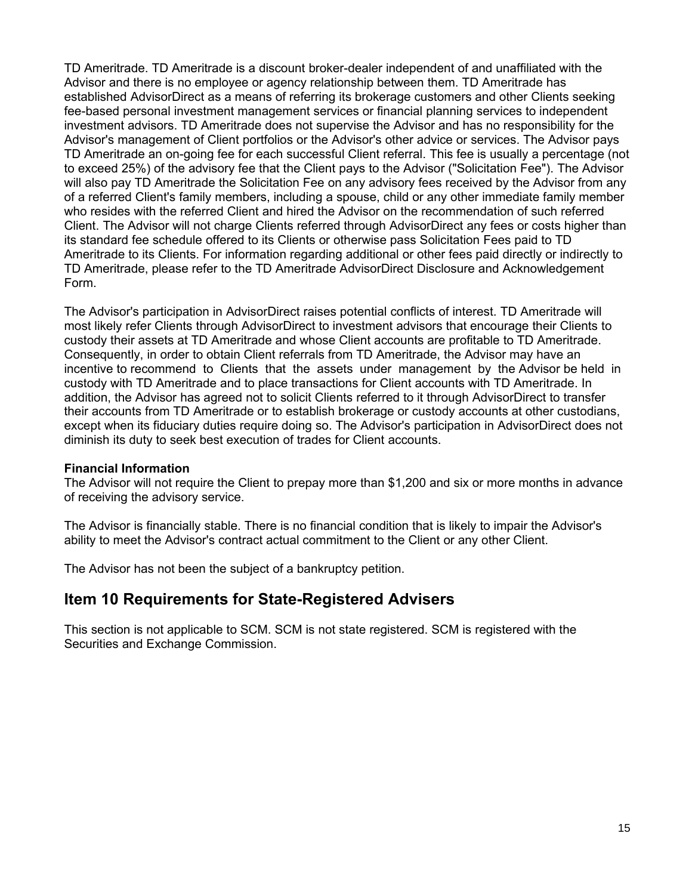TD Ameritrade. TD Ameritrade is a discount broker-dealer independent of and unaffiliated with the Advisor and there is no employee or agency relationship between them. TD Ameritrade has established AdvisorDirect as a means of referring its brokerage customers and other Clients seeking fee-based personal investment management services or financial planning services to independent investment advisors. TD Ameritrade does not supervise the Advisor and has no responsibility for the Advisor's management of Client portfolios or the Advisor's other advice or services. The Advisor pays TD Ameritrade an on-going fee for each successful Client referral. This fee is usually a percentage (not to exceed 25%) of the advisory fee that the Client pays to the Advisor ("Solicitation Fee"). The Advisor will also pay TD Ameritrade the Solicitation Fee on any advisory fees received by the Advisor from any of a referred Client's family members, including a spouse, child or any other immediate family member who resides with the referred Client and hired the Advisor on the recommendation of such referred Client. The Advisor will not charge Clients referred through AdvisorDirect any fees or costs higher than its standard fee schedule offered to its Clients or otherwise pass Solicitation Fees paid to TD Ameritrade to its Clients. For information regarding additional or other fees paid directly or indirectly to TD Ameritrade, please refer to the TD Ameritrade AdvisorDirect Disclosure and Acknowledgement Form.

The Advisor's participation in AdvisorDirect raises potential conflicts of interest. TD Ameritrade will most likely refer Clients through AdvisorDirect to investment advisors that encourage their Clients to custody their assets at TD Ameritrade and whose Client accounts are profitable to TD Ameritrade. Consequently, in order to obtain Client referrals from TD Ameritrade, the Advisor may have an incentive to recommend to Clients that the assets under management by the Advisor be held in custody with TD Ameritrade and to place transactions for Client accounts with TD Ameritrade. In addition, the Advisor has agreed not to solicit Clients referred to it through AdvisorDirect to transfer their accounts from TD Ameritrade or to establish brokerage or custody accounts at other custodians, except when its fiduciary duties require doing so. The Advisor's participation in AdvisorDirect does not diminish its duty to seek best execution of trades for Client accounts.

**Financial Information**
The Advisor will not require the Client to prepay more than $1,200 and six or more months in advance of receiving the advisory service.

The Advisor is financially stable. There is no financial condition that is likely to impair the Advisor's ability to meet the Advisor's contract actual commitment to the Client or any other Client.

The Advisor has not been the subject of a bankruptcy petition.

## Item 10 Requirements for State-Registered Advisers

This section is not applicable to SCM. SCM is not state registered. SCM is registered with the Securities and Exchange Commission.